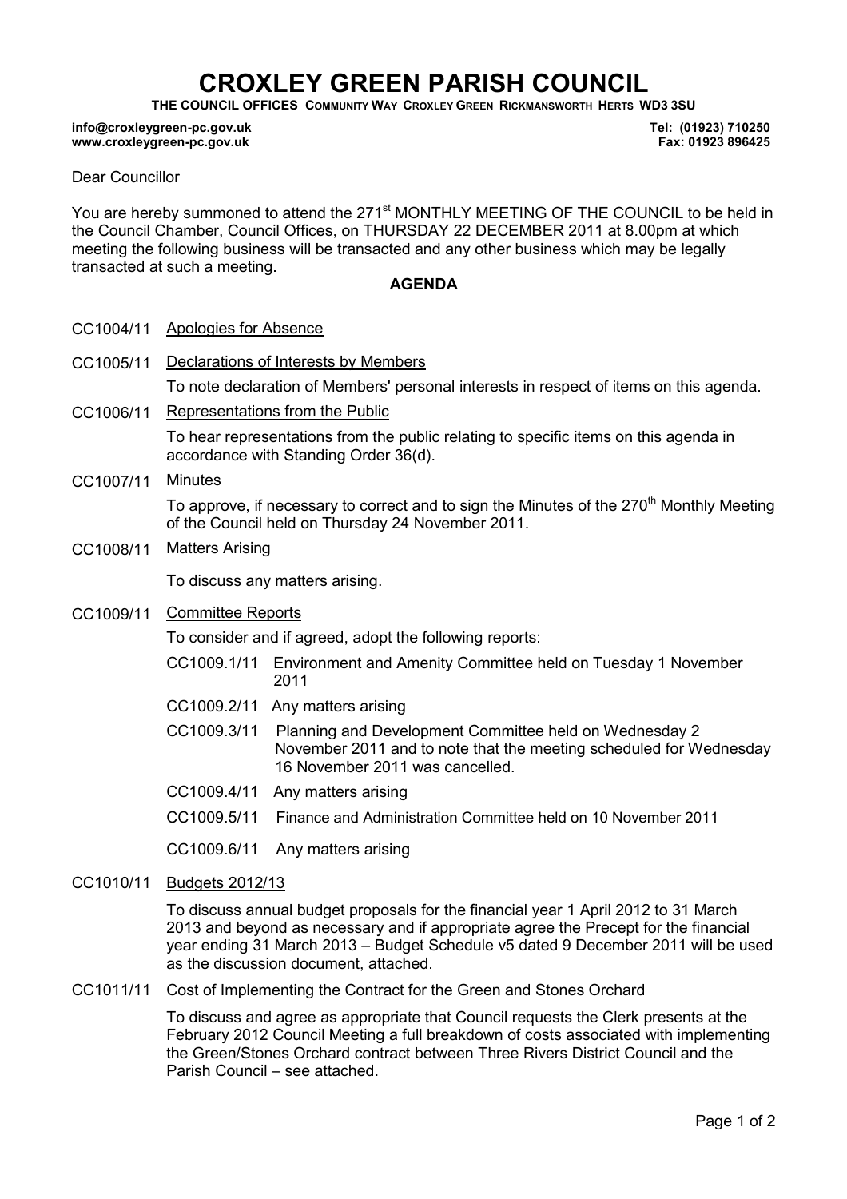# CROXLEY GREEN PARISH COUNCIL

**THE COUNCIL OFFICES COMMUNITY WAY CROXLEY GREEN RICKMANSWORTH HERTS WD3 3SU**

**info@croxleygreen-pc.gov.uk** | **Tel: (01923) 710250**
**www.croxleygreen-pc.gov.uk** | **Fax: 01923 896425**

Dear Councillor

You are hereby summoned to attend the 271st MONTHLY MEETING OF THE COUNCIL to be held in the Council Chamber, Council Offices, on THURSDAY 22 DECEMBER 2011 at 8.00pm at which meeting the following business will be transacted and any other business which may be legally transacted at such a meeting.

## AGENDA

**CC1004/11** Apologies for Absence

**CC1005/11** Declarations of Interests by Members

To note declaration of Members' personal interests in respect of items on this agenda.

**CC1006/11** Representations from the Public

To hear representations from the public relating to specific items on this agenda in accordance with Standing Order 36(d).

**CC1007/11** Minutes

To approve, if necessary to correct and to sign the Minutes of the 270th Monthly Meeting of the Council held on Thursday 24 November 2011.

**CC1008/11** Matters Arising

To discuss any matters arising.

**CC1009/11** Committee Reports

To consider and if agreed, adopt the following reports:

- CC1009.1/11 Environment and Amenity Committee held on Tuesday 1 November 2011
- CC1009.2/11 Any matters arising
- CC1009.3/11 Planning and Development Committee held on Wednesday 2 November 2011 and to note that the meeting scheduled for Wednesday 16 November 2011 was cancelled.
- CC1009.4/11 Any matters arising
- CC1009.5/11 Finance and Administration Committee held on 10 November 2011
- CC1009.6/11 Any matters arising

**CC1010/11** Budgets 2012/13

To discuss annual budget proposals for the financial year 1 April 2012 to 31 March 2013 and beyond as necessary and if appropriate agree the Precept for the financial year ending 31 March 2013 – Budget Schedule v5 dated 9 December 2011 will be used as the discussion document, attached.

**CC1011/11** Cost of Implementing the Contract for the Green and Stones Orchard

To discuss and agree as appropriate that Council requests the Clerk presents at the February 2012 Council Meeting a full breakdown of costs associated with implementing the Green/Stones Orchard contract between Three Rivers District Council and the Parish Council – see attached.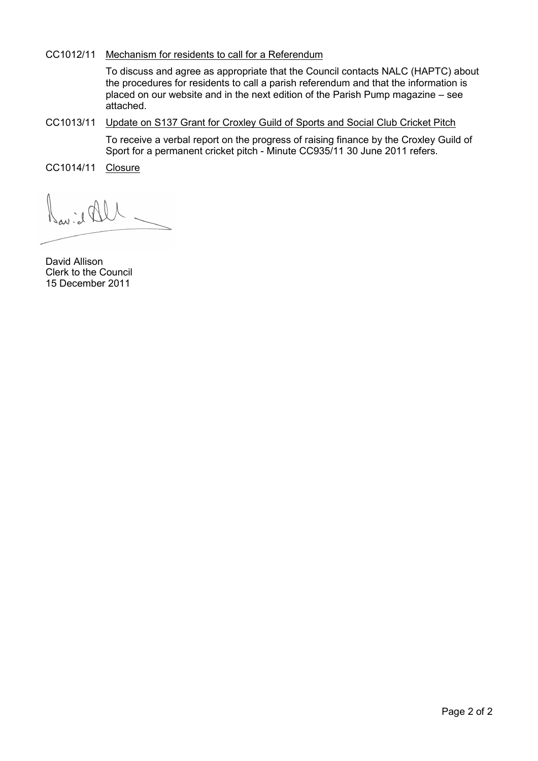CC1012/11 Mechanism for residents to call for a Referendum

To discuss and agree as appropriate that the Council contacts NALC (HAPTC) about the procedures for residents to call a parish referendum and that the information is placed on our website and in the next edition of the Parish Pump magazine – see attached.

CC1013/11 Update on S137 Grant for Croxley Guild of Sports and Social Club Cricket Pitch

To receive a verbal report on the progress of raising finance by the Croxley Guild of Sport for a permanent cricket pitch - Minute CC935/11 30 June 2011 refers.

CC1014/11 Closure

David Allison
Clerk to the Council
15 December 2011